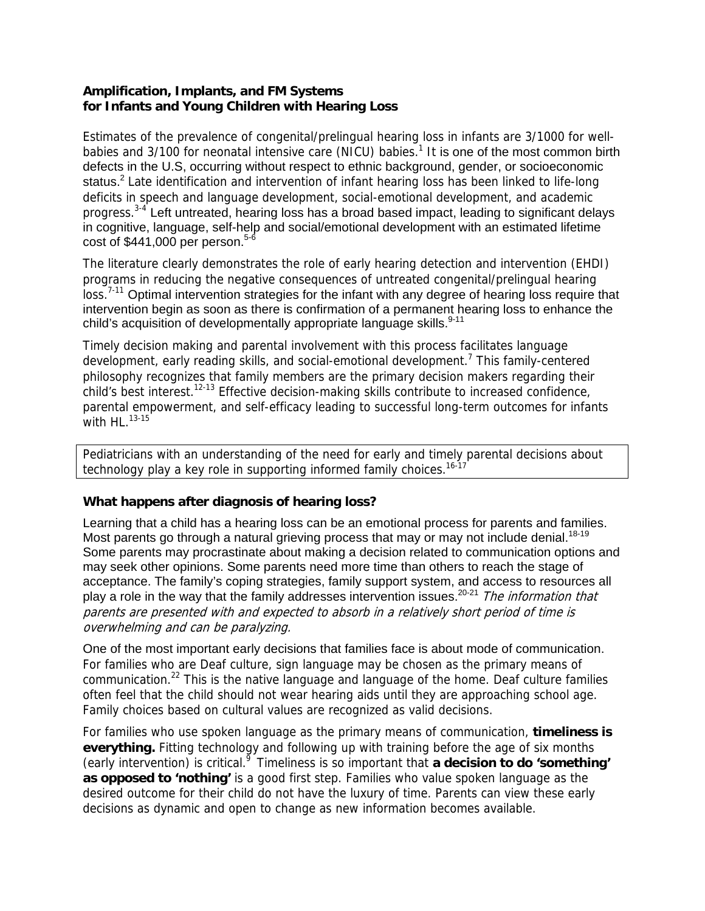## Amplification, Implants, and FM Systems for Infants and Young Children with Hearing Loss

Estimates of the prevalence of congenital/prelingual hearing loss in infants are 3/1000 for well-babies and 3/100 for neonatal intensive care (NICU) babies.[1] It is one of the most common birth defects in the U.S, occurring without respect to ethnic background, gender, or socioeconomic status.[2] Late identification and intervention of infant hearing loss has been linked to life-long deficits in speech and language development, social-emotional development, and academic progress.[3-4] Left untreated, hearing loss has a broad based impact, leading to significant delays in cognitive, language, self-help and social/emotional development with an estimated lifetime cost of $441,000 per person.[5-6]

The literature clearly demonstrates the role of early hearing detection and intervention (EHDI) programs in reducing the negative consequences of untreated congenital/prelingual hearing loss.[7-11] Optimal intervention strategies for the infant with any degree of hearing loss require that intervention begin as soon as there is confirmation of a permanent hearing loss to enhance the child's acquisition of developmentally appropriate language skills.[9-11]

Timely decision making and parental involvement with this process facilitates language development, early reading skills, and social-emotional development.[7] This family-centered philosophy recognizes that family members are the primary decision makers regarding their child's best interest.[12-13] Effective decision-making skills contribute to increased confidence, parental empowerment, and self-efficacy leading to successful long-term outcomes for infants with HL.[13-15]

Pediatricians with an understanding of the need for early and timely parental decisions about technology play a key role in supporting informed family choices.[16-17]

### What happens after diagnosis of hearing loss?

Learning that a child has a hearing loss can be an emotional process for parents and families. Most parents go through a natural grieving process that may or may not include denial.[18-19] Some parents may procrastinate about making a decision related to communication options and may seek other opinions. Some parents need more time than others to reach the stage of acceptance. The family's coping strategies, family support system, and access to resources all play a role in the way that the family addresses intervention issues.[20-21] *The information that parents are presented with and expected to absorb in a relatively short period of time is overwhelming and can be paralyzing.*

One of the most important early decisions that families face is about mode of communication. For families who are Deaf culture, sign language may be chosen as the primary means of communication.[22] This is the native language and language of the home. Deaf culture families often feel that the child should not wear hearing aids until they are approaching school age. Family choices based on cultural values are recognized as valid decisions.

For families who use spoken language as the primary means of communication, **timeliness is everything.** Fitting technology and following up with training before the age of six months (early intervention) is critical.[9] Timeliness is so important that **a decision to do 'something' as opposed to 'nothing'** is a good first step. Families who value spoken language as the desired outcome for their child do not have the luxury of time. Parents can view these early decisions as dynamic and open to change as new information becomes available.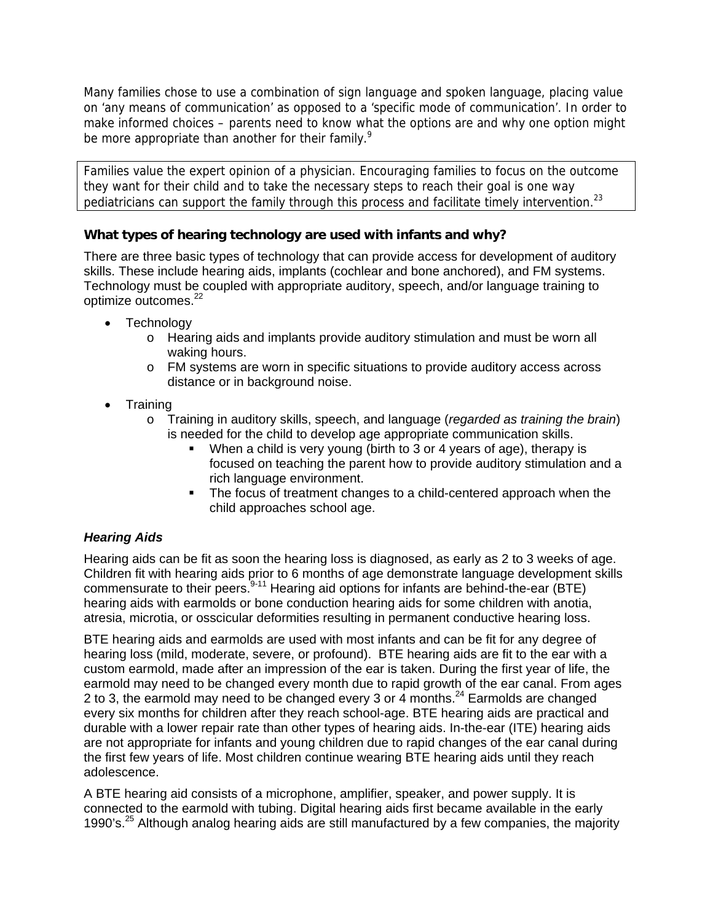Many families chose to use a combination of sign language and spoken language, placing value on 'any means of communication' as opposed to a 'specific mode of communication'. In order to make informed choices – parents need to know what the options are and why one option might be more appropriate than another for their family.[9]

> Families value the expert opinion of a physician. Encouraging families to focus on the outcome they want for their child and to take the necessary steps to reach their goal is one way pediatricians can support the family through this process and facilitate timely intervention.[23]

### What types of hearing technology are used with infants and why?

There are three basic types of technology that can provide access for development of auditory skills. These include hearing aids, implants (cochlear and bone anchored), and FM systems. Technology must be coupled with appropriate auditory, speech, and/or language training to optimize outcomes.[22]

- Technology
  - Hearing aids and implants provide auditory stimulation and must be worn all waking hours.
  - FM systems are worn in specific situations to provide auditory access across distance or in background noise.
- Training
  - Training in auditory skills, speech, and language (*regarded as training the brain*) is needed for the child to develop age appropriate communication skills.
    - When a child is very young (birth to 3 or 4 years of age), therapy is focused on teaching the parent how to provide auditory stimulation and a rich language environment.
    - The focus of treatment changes to a child-centered approach when the child approaches school age.

#### *Hearing Aids*

Hearing aids can be fit as soon the hearing loss is diagnosed, as early as 2 to 3 weeks of age. Children fit with hearing aids prior to 6 months of age demonstrate language development skills commensurate to their peers.[9-11] Hearing aid options for infants are behind-the-ear (BTE) hearing aids with earmolds or bone conduction hearing aids for some children with anotia, atresia, microtia, or osscicular deformities resulting in permanent conductive hearing loss.

BTE hearing aids and earmolds are used with most infants and can be fit for any degree of hearing loss (mild, moderate, severe, or profound). BTE hearing aids are fit to the ear with a custom earmold, made after an impression of the ear is taken. During the first year of life, the earmold may need to be changed every month due to rapid growth of the ear canal. From ages 2 to 3, the earmold may need to be changed every 3 or 4 months.[24] Earmolds are changed every six months for children after they reach school-age. BTE hearing aids are practical and durable with a lower repair rate than other types of hearing aids. In-the-ear (ITE) hearing aids are not appropriate for infants and young children due to rapid changes of the ear canal during the first few years of life. Most children continue wearing BTE hearing aids until they reach adolescence.

A BTE hearing aid consists of a microphone, amplifier, speaker, and power supply. It is connected to the earmold with tubing. Digital hearing aids first became available in the early 1990's.[25] Although analog hearing aids are still manufactured by a few companies, the majority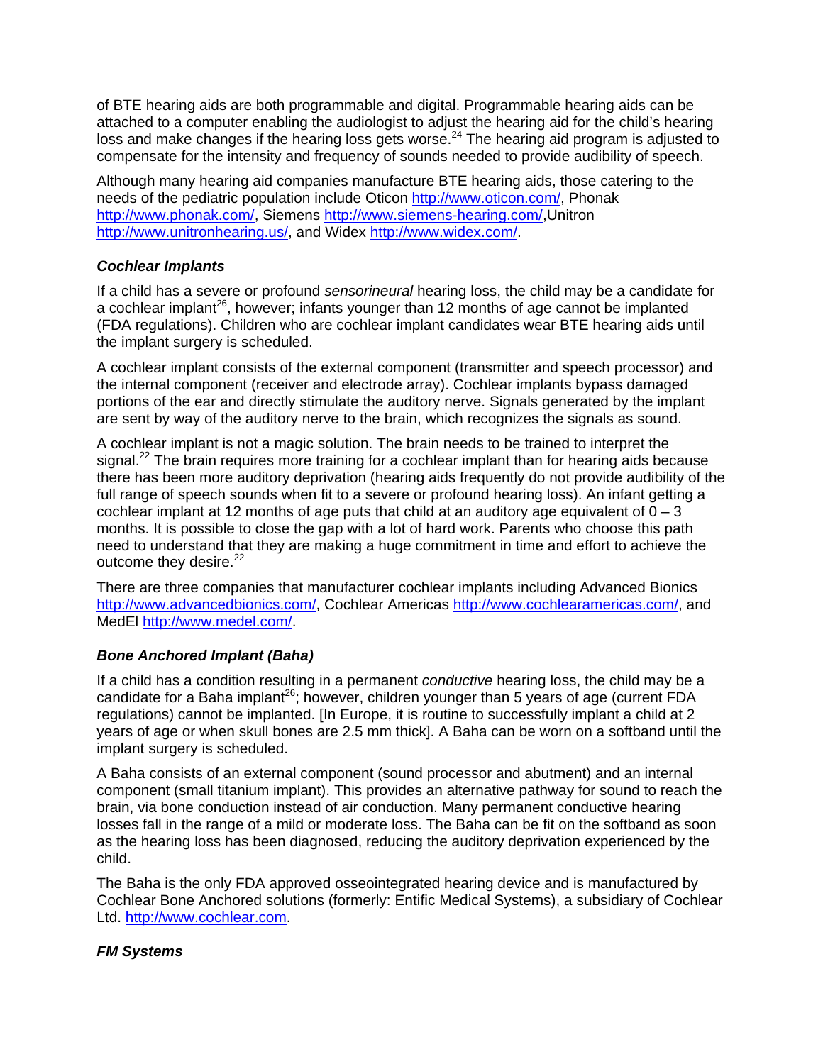of BTE hearing aids are both programmable and digital. Programmable hearing aids can be attached to a computer enabling the audiologist to adjust the hearing aid for the child's hearing loss and make changes if the hearing loss gets worse.[24] The hearing aid program is adjusted to compensate for the intensity and frequency of sounds needed to provide audibility of speech.

Although many hearing aid companies manufacture BTE hearing aids, those catering to the needs of the pediatric population include Oticon http://www.oticon.com/, Phonak http://www.phonak.com/, Siemens http://www.siemens-hearing.com/,Unitron http://www.unitronhearing.us/, and Widex http://www.widex.com/.

### *Cochlear Implants*

If a child has a severe or profound *sensorineural* hearing loss, the child may be a candidate for a cochlear implant[26], however; infants younger than 12 months of age cannot be implanted (FDA regulations). Children who are cochlear implant candidates wear BTE hearing aids until the implant surgery is scheduled.

A cochlear implant consists of the external component (transmitter and speech processor) and the internal component (receiver and electrode array). Cochlear implants bypass damaged portions of the ear and directly stimulate the auditory nerve. Signals generated by the implant are sent by way of the auditory nerve to the brain, which recognizes the signals as sound.

A cochlear implant is not a magic solution. The brain needs to be trained to interpret the signal.[22] The brain requires more training for a cochlear implant than for hearing aids because there has been more auditory deprivation (hearing aids frequently do not provide audibility of the full range of speech sounds when fit to a severe or profound hearing loss). An infant getting a cochlear implant at 12 months of age puts that child at an auditory age equivalent of 0 – 3 months. It is possible to close the gap with a lot of hard work. Parents who choose this path need to understand that they are making a huge commitment in time and effort to achieve the outcome they desire.[22]

There are three companies that manufacturer cochlear implants including Advanced Bionics http://www.advancedbionics.com/, Cochlear Americas http://www.cochlearamericas.com/, and MedEl http://www.medel.com/.

### *Bone Anchored Implant (Baha)*

If a child has a condition resulting in a permanent *conductive* hearing loss, the child may be a candidate for a Baha implant[26]; however, children younger than 5 years of age (current FDA regulations) cannot be implanted. [In Europe, it is routine to successfully implant a child at 2 years of age or when skull bones are 2.5 mm thick]. A Baha can be worn on a softband until the implant surgery is scheduled.

A Baha consists of an external component (sound processor and abutment) and an internal component (small titanium implant). This provides an alternative pathway for sound to reach the brain, via bone conduction instead of air conduction. Many permanent conductive hearing losses fall in the range of a mild or moderate loss. The Baha can be fit on the softband as soon as the hearing loss has been diagnosed, reducing the auditory deprivation experienced by the child.

The Baha is the only FDA approved osseointegrated hearing device and is manufactured by Cochlear Bone Anchored solutions (formerly: Entific Medical Systems), a subsidiary of Cochlear Ltd. http://www.cochlear.com.

### *FM Systems*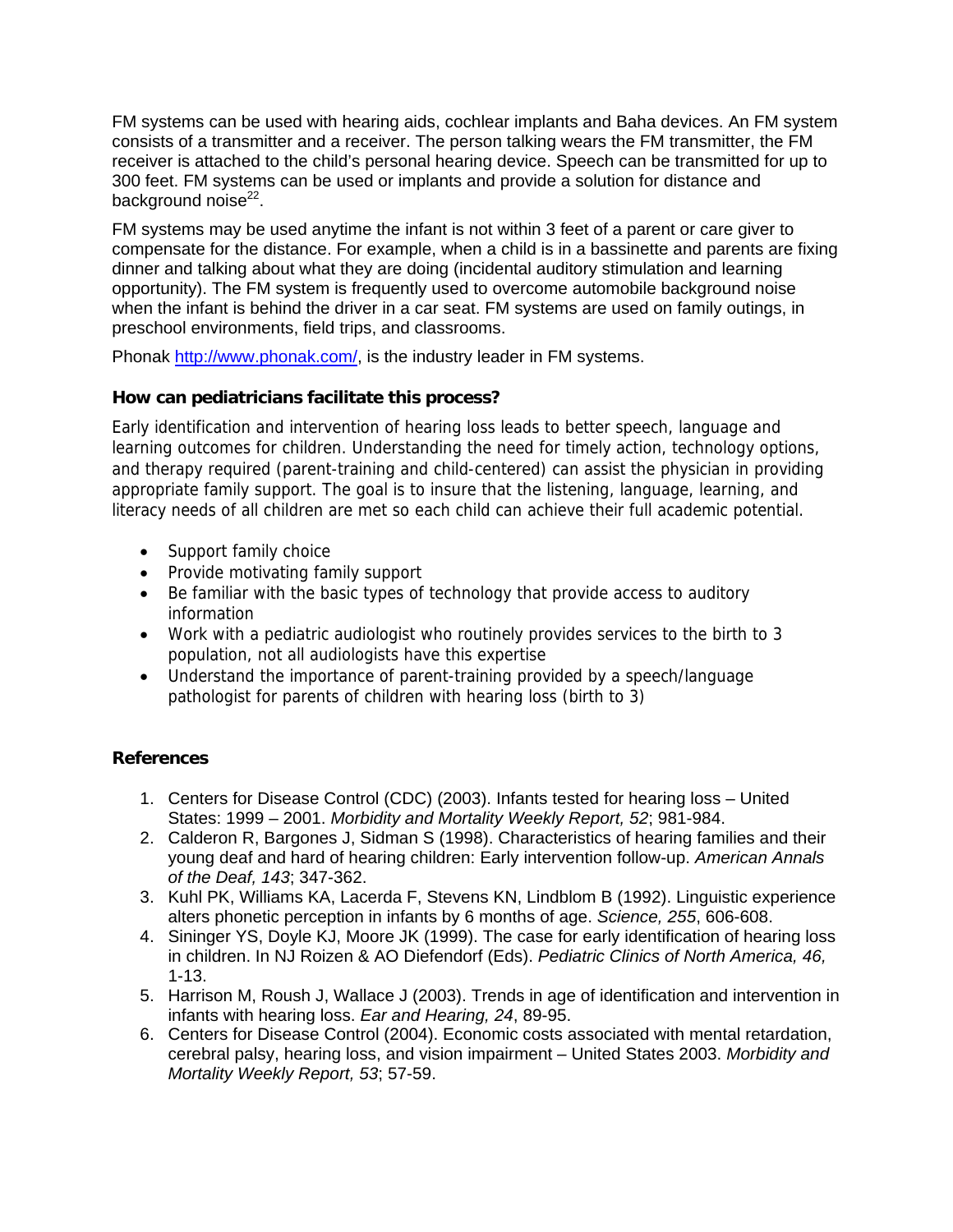FM systems can be used with hearing aids, cochlear implants and Baha devices. An FM system consists of a transmitter and a receiver. The person talking wears the FM transmitter, the FM receiver is attached to the child's personal hearing device. Speech can be transmitted for up to 300 feet. FM systems can be used or implants and provide a solution for distance and background noise[22].

FM systems may be used anytime the infant is not within 3 feet of a parent or care giver to compensate for the distance. For example, when a child is in a bassinette and parents are fixing dinner and talking about what they are doing (incidental auditory stimulation and learning opportunity). The FM system is frequently used to overcome automobile background noise when the infant is behind the driver in a car seat. FM systems are used on family outings, in preschool environments, field trips, and classrooms.

Phonak [http://www.phonak.com/](http://www.phonak.com/), is the industry leader in FM systems.

### How can pediatricians facilitate this process?

Early identification and intervention of hearing loss leads to better speech, language and learning outcomes for children. Understanding the need for timely action, technology options, and therapy required (parent-training and child-centered) can assist the physician in providing appropriate family support. The goal is to insure that the listening, language, learning, and literacy needs of all children are met so each child can achieve their full academic potential.

- Support family choice
- Provide motivating family support
- Be familiar with the basic types of technology that provide access to auditory information
- Work with a pediatric audiologist who routinely provides services to the birth to 3 population, not all audiologists have this expertise
- Understand the importance of parent-training provided by a speech/language pathologist for parents of children with hearing loss (birth to 3)

### References

1. Centers for Disease Control (CDC) (2003). Infants tested for hearing loss – United States: 1999 – 2001. *Morbidity and Mortality Weekly Report, 52*; 981-984.
2. Calderon R, Bargones J, Sidman S (1998). Characteristics of hearing families and their young deaf and hard of hearing children: Early intervention follow-up. *American Annals of the Deaf, 143*; 347-362.
3. Kuhl PK, Williams KA, Lacerda F, Stevens KN, Lindblom B (1992). Linguistic experience alters phonetic perception in infants by 6 months of age. *Science, 255*, 606-608.
4. Sininger YS, Doyle KJ, Moore JK (1999). The case for early identification of hearing loss in children. In NJ Roizen & AO Diefendorf (Eds). *Pediatric Clinics of North America, 46,* 1-13.
5. Harrison M, Roush J, Wallace J (2003). Trends in age of identification and intervention in infants with hearing loss. *Ear and Hearing, 24*, 89-95.
6. Centers for Disease Control (2004). Economic costs associated with mental retardation, cerebral palsy, hearing loss, and vision impairment – United States 2003. *Morbidity and Mortality Weekly Report, 53*; 57-59.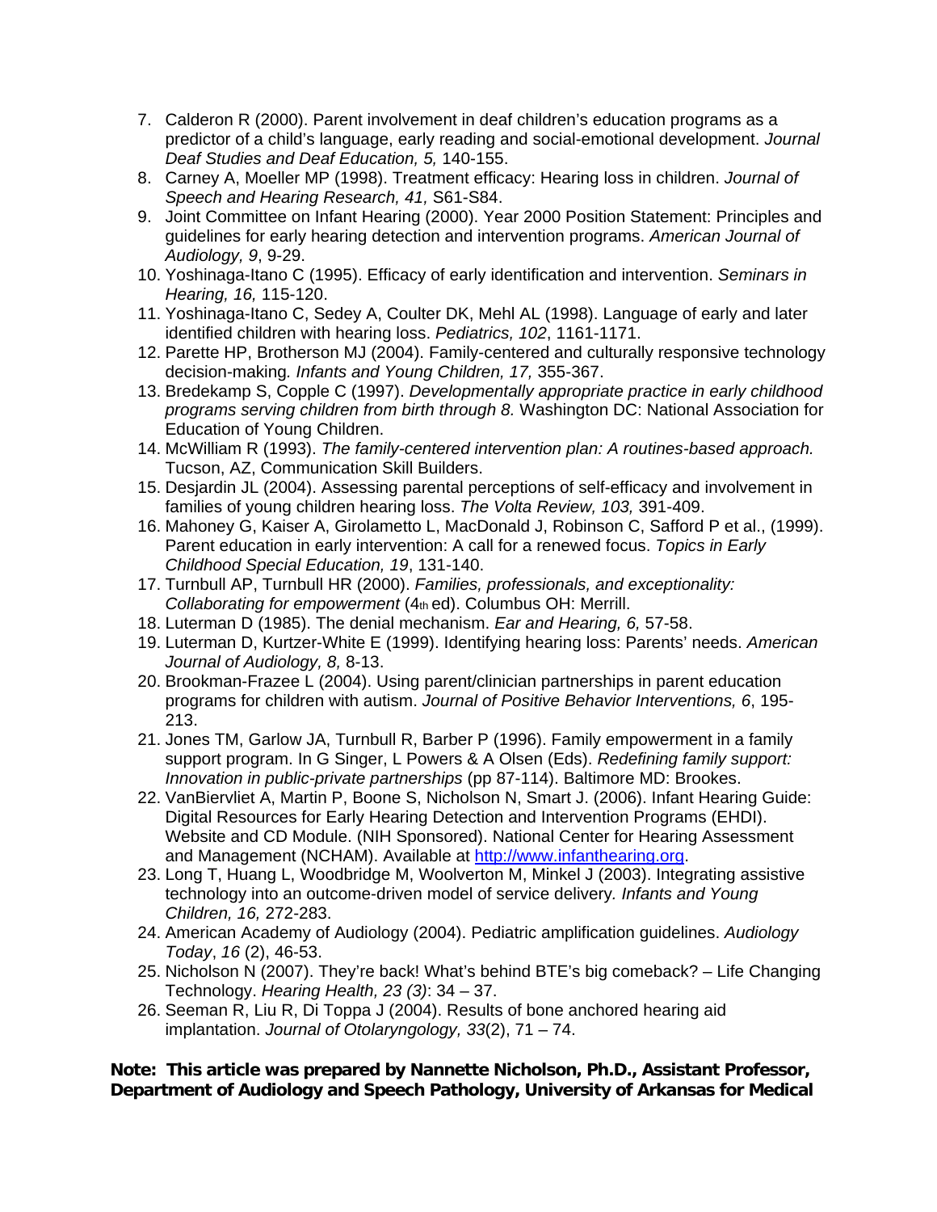7. Calderon R (2000). Parent involvement in deaf children's education programs as a predictor of a child's language, early reading and social-emotional development. *Journal Deaf Studies and Deaf Education, 5,* 140-155.
8. Carney A, Moeller MP (1998). Treatment efficacy: Hearing loss in children. *Journal of Speech and Hearing Research, 41,* S61-S84.
9. Joint Committee on Infant Hearing (2000). Year 2000 Position Statement: Principles and guidelines for early hearing detection and intervention programs. *American Journal of Audiology, 9*, 9-29.
10. Yoshinaga-Itano C (1995). Efficacy of early identification and intervention. *Seminars in Hearing, 16,* 115-120.
11. Yoshinaga-Itano C, Sedey A, Coulter DK, Mehl AL (1998). Language of early and later identified children with hearing loss. *Pediatrics, 102*, 1161-1171.
12. Parette HP, Brotherson MJ (2004). Family-centered and culturally responsive technology decision-making*. Infants and Young Children, 17,* 355-367.
13. Bredekamp S, Copple C (1997). *Developmentally appropriate practice in early childhood programs serving children from birth through 8.* Washington DC: National Association for Education of Young Children.
14. McWilliam R (1993). *The family-centered intervention plan: A routines-based approach.* Tucson, AZ, Communication Skill Builders.
15. Desjardin JL (2004). Assessing parental perceptions of self-efficacy and involvement in families of young children hearing loss. *The Volta Review, 103,* 391-409.
16. Mahoney G, Kaiser A, Girolametto L, MacDonald J, Robinson C, Safford P et al., (1999). Parent education in early intervention: A call for a renewed focus. *Topics in Early Childhood Special Education, 19*, 131-140.
17. Turnbull AP, Turnbull HR (2000). *Families, professionals, and exceptionality: Collaborating for empowerment* (4th ed). Columbus OH: Merrill.
18. Luterman D (1985). The denial mechanism. *Ear and Hearing, 6,* 57-58.
19. Luterman D, Kurtzer-White E (1999). Identifying hearing loss: Parents' needs. *American Journal of Audiology, 8,* 8-13.
20. Brookman-Frazee L (2004). Using parent/clinician partnerships in parent education programs for children with autism. *Journal of Positive Behavior Interventions, 6*, 195-213.
21. Jones TM, Garlow JA, Turnbull R, Barber P (1996). Family empowerment in a family support program. In G Singer, L Powers & A Olsen (Eds). *Redefining family support: Innovation in public-private partnerships* (pp 87-114). Baltimore MD: Brookes.
22. VanBiervliet A, Martin P, Boone S, Nicholson N, Smart J. (2006). Infant Hearing Guide: Digital Resources for Early Hearing Detection and Intervention Programs (EHDI). Website and CD Module. (NIH Sponsored). National Center for Hearing Assessment and Management (NCHAM). Available at [http://www.infanthearing.org](http://www.infanthearing.org).
23. Long T, Huang L, Woodbridge M, Woolverton M, Minkel J (2003). Integrating assistive technology into an outcome-driven model of service delivery*. Infants and Young Children, 16,* 272-283.
24. American Academy of Audiology (2004). Pediatric amplification guidelines. *Audiology Today*, *16* (2), 46-53.
25. Nicholson N (2007). They're back! What's behind BTE's big comeback? – Life Changing Technology. *Hearing Health, 23 (3)*: 34 – 37.
26. Seeman R, Liu R, Di Toppa J (2004). Results of bone anchored hearing aid implantation. *Journal of Otolaryngology, 33*(2), 71 – 74.

**Note: This article was prepared by Nannette Nicholson, Ph.D., Assistant Professor, Department of Audiology and Speech Pathology, University of Arkansas for Medical**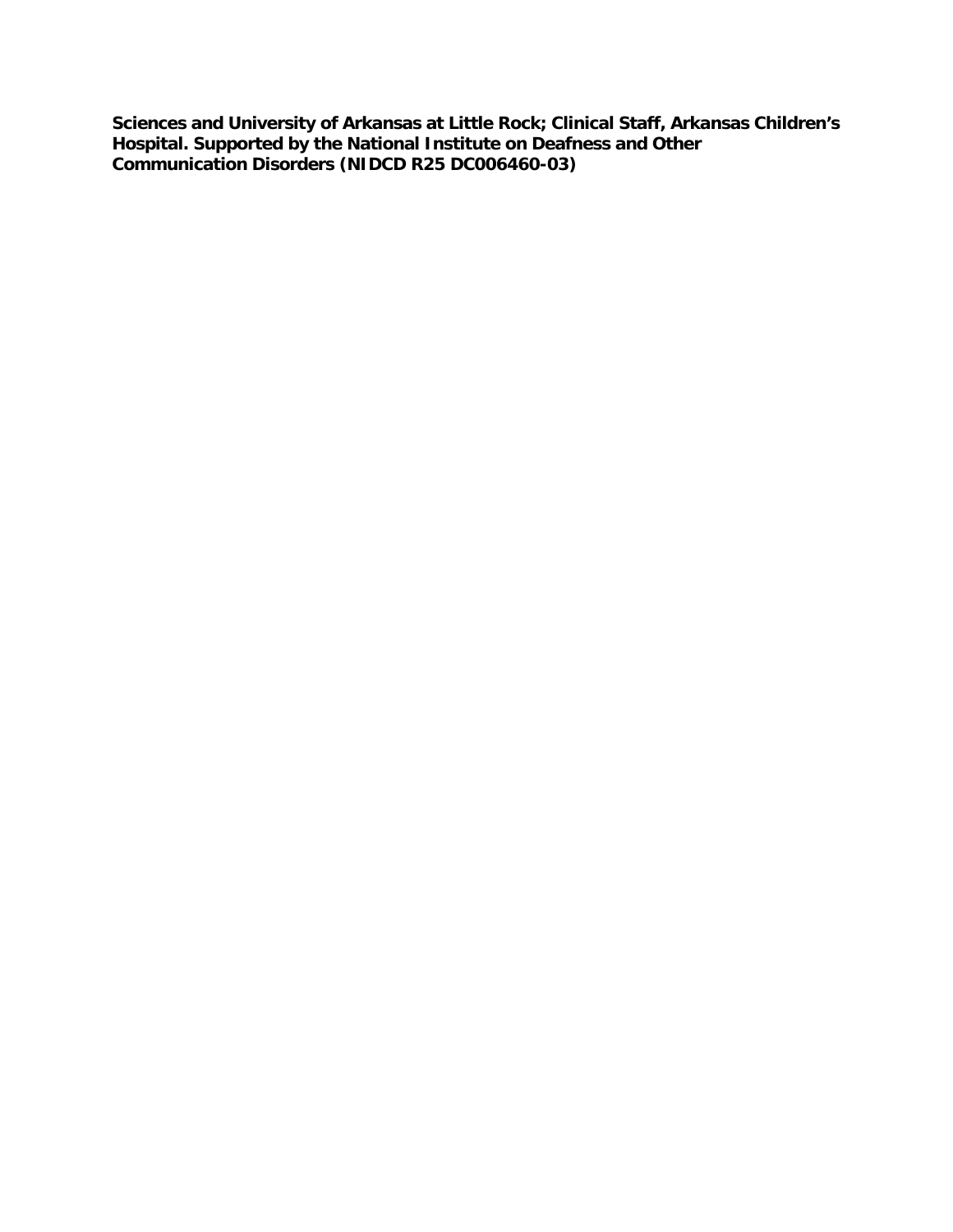**Sciences and University of Arkansas at Little Rock; Clinical Staff, Arkansas Children's Hospital. Supported by the National Institute on Deafness and Other Communication Disorders (NIDCD R25 DC006460-03)**